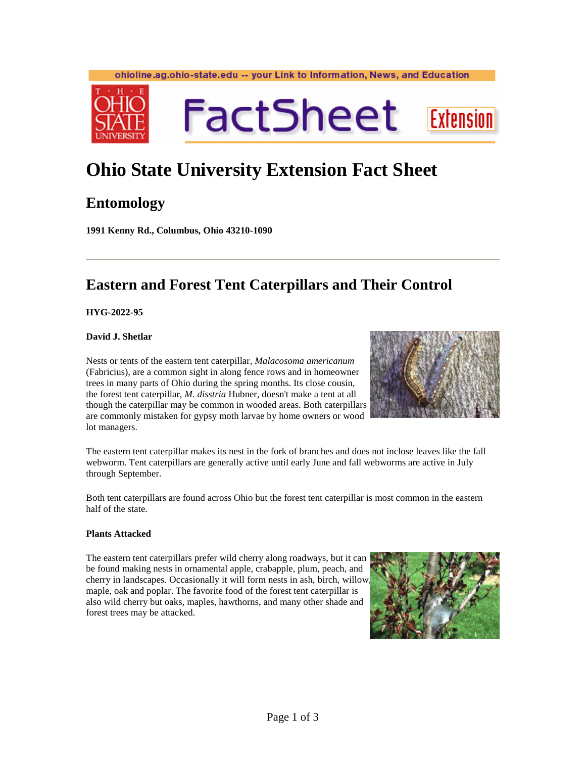ohioline.ag.ohio-state.edu -- your Link to Information, News, and Education

# Ohio State University Extension Fact Sheet

## Entomology

**1991 Kenny Rd., Columbus, Ohio 43210-1090**

---

## Eastern and Forest Tent Caterpillars and Their Control

**HYG-2022-95**

**David J. Shetlar**

Nests or tents of the eastern tent caterpillar, *Malacosoma americanum* (Fabricius), are a common sight in along fence rows and in homeowner trees in many parts of Ohio during the spring months. Its close cousin, the forest tent caterpillar, *M. disstria* Hubner, doesn't make a tent at all though the caterpillar may be common in wooded areas. Both caterpillars are commonly mistaken for gypsy moth larvae by home owners or wood lot managers.

The eastern tent caterpillar makes its nest in the fork of branches and does not inclose leaves like the fall webworm. Tent caterpillars are generally active until early June and fall webworms are active in July through September.

Both tent caterpillars are found across Ohio but the forest tent caterpillar is most common in the eastern half of the state.

**Plants Attacked**

The eastern tent caterpillars prefer wild cherry along roadways, but it can be found making nests in ornamental apple, crabapple, plum, peach, and cherry in landscapes. Occasionally it will form nests in ash, birch, willow, maple, oak and poplar. The favorite food of the forest tent caterpillar is also wild cherry but oaks, maples, hawthorns, and many other shade and forest trees may be attacked.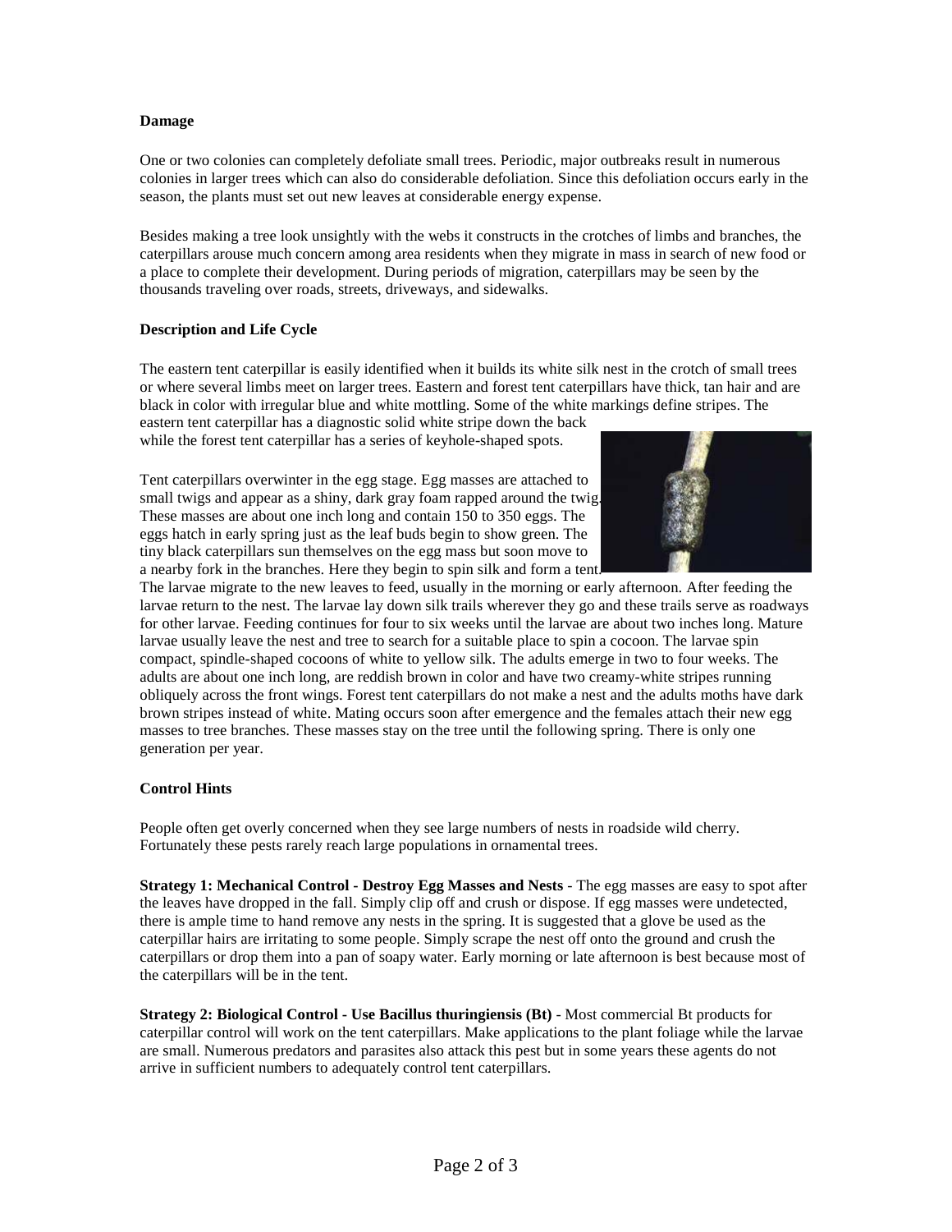**Damage**

One or two colonies can completely defoliate small trees. Periodic, major outbreaks result in numerous colonies in larger trees which can also do considerable defoliation. Since this defoliation occurs early in the season, the plants must set out new leaves at considerable energy expense.

Besides making a tree look unsightly with the webs it constructs in the crotches of limbs and branches, the caterpillars arouse much concern among area residents when they migrate in mass in search of new food or a place to complete their development. During periods of migration, caterpillars may be seen by the thousands traveling over roads, streets, driveways, and sidewalks.

**Description and Life Cycle**

The eastern tent caterpillar is easily identified when it builds its white silk nest in the crotch of small trees or where several limbs meet on larger trees. Eastern and forest tent caterpillars have thick, tan hair and are black in color with irregular blue and white mottling. Some of the white markings define stripes. The eastern tent caterpillar has a diagnostic solid white stripe down the back while the forest tent caterpillar has a series of keyhole-shaped spots.

Tent caterpillars overwinter in the egg stage. Egg masses are attached to small twigs and appear as a shiny, dark gray foam rapped around the twig. These masses are about one inch long and contain 150 to 350 eggs. The eggs hatch in early spring just as the leaf buds begin to show green. The tiny black caterpillars sun themselves on the egg mass but soon move to a nearby fork in the branches. Here they begin to spin silk and form a tent. The larvae migrate to the new leaves to feed, usually in the morning or early afternoon. After feeding the larvae return to the nest. The larvae lay down silk trails wherever they go and these trails serve as roadways for other larvae. Feeding continues for four to six weeks until the larvae are about two inches long. Mature larvae usually leave the nest and tree to search for a suitable place to spin a cocoon. The larvae spin compact, spindle-shaped cocoons of white to yellow silk. The adults emerge in two to four weeks. The adults are about one inch long, are reddish brown in color and have two creamy-white stripes running obliquely across the front wings. Forest tent caterpillars do not make a nest and the adults moths have dark brown stripes instead of white. Mating occurs soon after emergence and the females attach their new egg masses to tree branches. These masses stay on the tree until the following spring. There is only one generation per year.

**Control Hints**

People often get overly concerned when they see large numbers of nests in roadside wild cherry. Fortunately these pests rarely reach large populations in ornamental trees.

**Strategy 1: Mechanical Control - Destroy Egg Masses and Nests** - The egg masses are easy to spot after the leaves have dropped in the fall. Simply clip off and crush or dispose. If egg masses were undetected, there is ample time to hand remove any nests in the spring. It is suggested that a glove be used as the caterpillar hairs are irritating to some people. Simply scrape the nest off onto the ground and crush the caterpillars or drop them into a pan of soapy water. Early morning or late afternoon is best because most of the caterpillars will be in the tent.

**Strategy 2: Biological Control - Use Bacillus thuringiensis (Bt)** - Most commercial Bt products for caterpillar control will work on the tent caterpillars. Make applications to the plant foliage while the larvae are small. Numerous predators and parasites also attack this pest but in some years these agents do not arrive in sufficient numbers to adequately control tent caterpillars.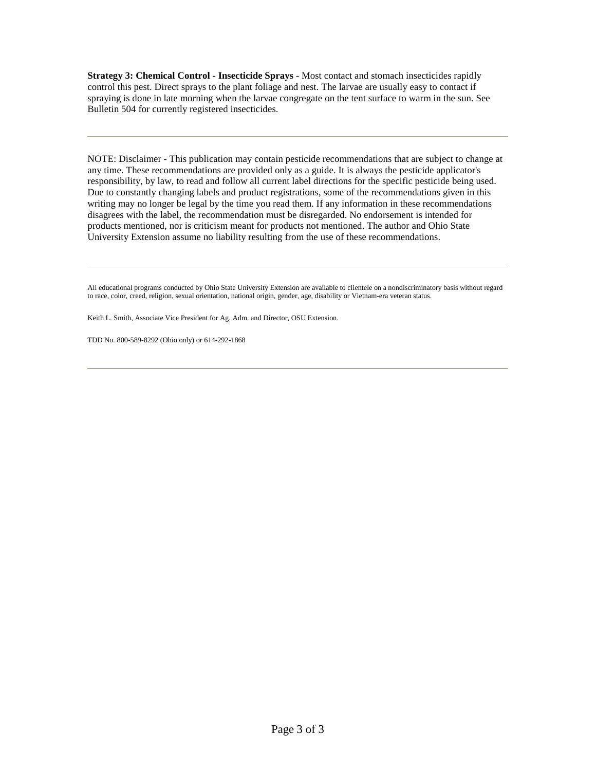**Strategy 3: Chemical Control - Insecticide Sprays** - Most contact and stomach insecticides rapidly control this pest. Direct sprays to the plant foliage and nest. The larvae are usually easy to contact if spraying is done in late morning when the larvae congregate on the tent surface to warm in the sun. See Bulletin 504 for currently registered insecticides.

---

NOTE: Disclaimer - This publication may contain pesticide recommendations that are subject to change at any time. These recommendations are provided only as a guide. It is always the pesticide applicator's responsibility, by law, to read and follow all current label directions for the specific pesticide being used. Due to constantly changing labels and product registrations, some of the recommendations given in this writing may no longer be legal by the time you read them. If any information in these recommendations disagrees with the label, the recommendation must be disregarded. No endorsement is intended for products mentioned, nor is criticism meant for products not mentioned. The author and Ohio State University Extension assume no liability resulting from the use of these recommendations.

---

All educational programs conducted by Ohio State University Extension are available to clientele on a nondiscriminatory basis without regard to race, color, creed, religion, sexual orientation, national origin, gender, age, disability or Vietnam-era veteran status.

Keith L. Smith, Associate Vice President for Ag. Adm. and Director, OSU Extension.

TDD No. 800-589-8292 (Ohio only) or 614-292-1868

---